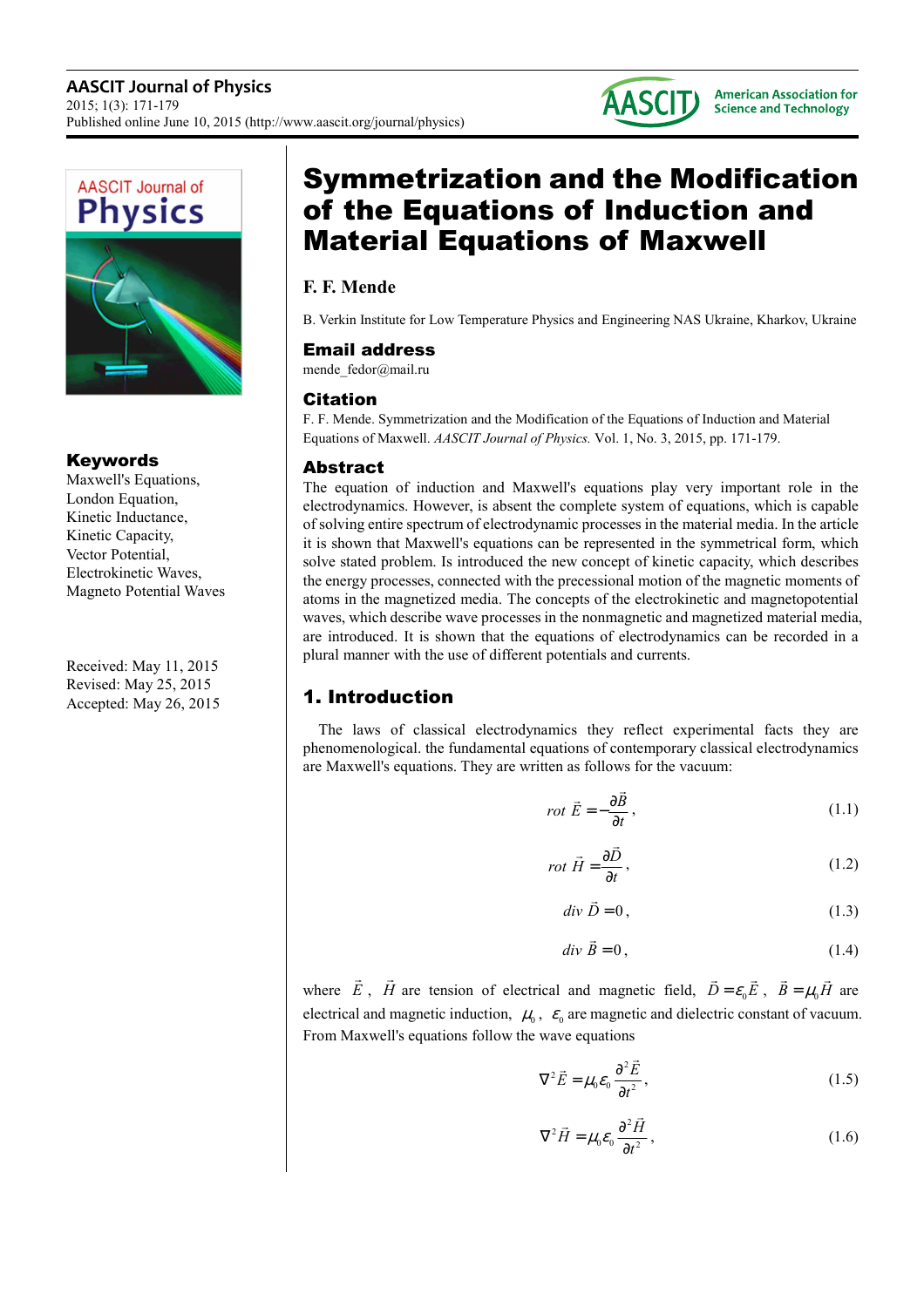# Symmetrization and the Modification of the Equations of Induction and Material Equations of Maxwell

**F. F. Mende**

B. Verkin Institute for Low Temperature Physics and Engineering NAS Ukraine, Kharkov, Ukraine

### Email address

mende_fedor@mail.ru

### Citation

F. F. Mende. Symmetrization and the Modification of the Equations of Induction and Material Equations of Maxwell. *AASCIT Journal of Physics.* Vol. 1, No. 3, 2015, pp. 171-179.

### Keywords

Maxwell's Equations,
London Equation,
Kinetic Inductance,
Kinetic Capacity,
Vector Potential,
Electrokinetic Waves,
Magneto Potential Waves

Received: May 11, 2015
Revised: May 25, 2015
Accepted: May 26, 2015

### Abstract

The equation of induction and Maxwell's equations play very important role in the electrodynamics. However, is absent the complete system of equations, which is capable of solving entire spectrum of electrodynamic processes in the material media. In the article it is shown that Maxwell's equations can be represented in the symmetrical form, which solve stated problem. Is introduced the new concept of kinetic capacity, which describes the energy processes, connected with the precessional motion of the magnetic moments of atoms in the magnetized media. The concepts of the electrokinetic and magnetopotential waves, which describe wave processes in the nonmagnetic and magnetized material media, are introduced. It is shown that the equations of electrodynamics can be recorded in a plural manner with the use of different potentials and currents.

## 1. Introduction

The laws of classical electrodynamics they reflect experimental facts they are phenomenological. the fundamental equations of contemporary classical electrodynamics are Maxwell's equations. They are written as follows for the vacuum:

$$rot\ \vec{E} = -\frac{\partial \vec{B}}{\partial t}, \tag{1.1}$$

$$rot\ \vec{H} = \frac{\partial \vec{D}}{\partial t}, \tag{1.2}$$

$$div\ \vec{D} = 0, \tag{1.3}$$

$$div\ \vec{B} = 0, \tag{1.4}$$

where $\vec{E}$, $\vec{H}$ are tension of electrical and magnetic field, $\vec{D} = \varepsilon_0 \vec{E}$, $\vec{B} = \mu_0 \vec{H}$ are electrical and magnetic induction, $\mu_0$, $\varepsilon_0$ are magnetic and dielectric constant of vacuum. From Maxwell's equations follow the wave equations

$$\nabla^2 \vec{E} = \mu_0 \varepsilon_0 \frac{\partial^2 \vec{E}}{\partial t^2}, \tag{1.5}$$

$$\nabla^2 \vec{H} = \mu_0 \varepsilon_0 \frac{\partial^2 \vec{H}}{\partial t^2}, \tag{1.6}$$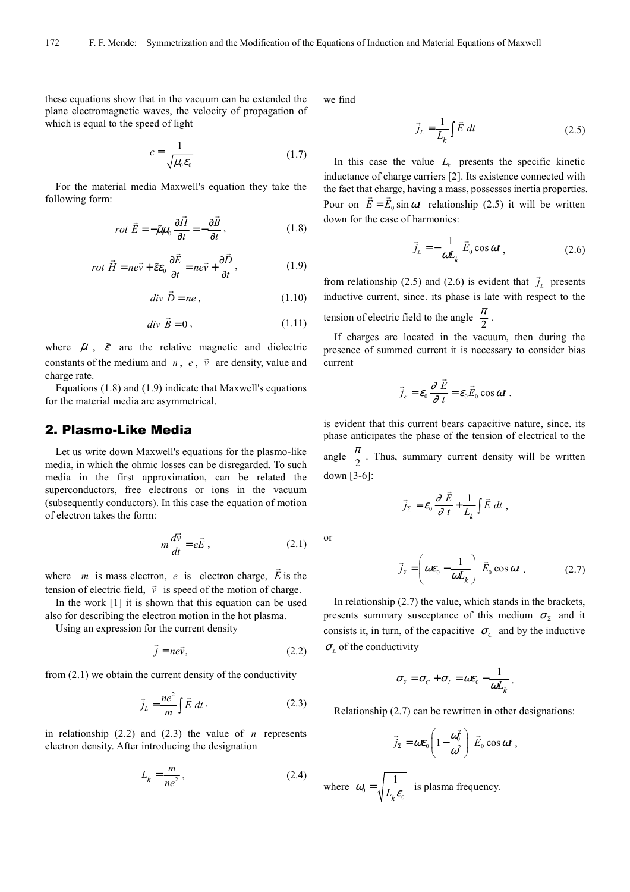these equations show that in the vacuum can be extended the plane electromagnetic waves, the velocity of propagation of which is equal to the speed of light

$$c = \frac{1}{\sqrt{\mu_0 \varepsilon_0}} \tag{1.7}$$

For the material media Maxwell's equation they take the following form:

$$rot\ \vec{E} = -\tilde{\mu}\mu_0 \frac{\partial \vec{H}}{\partial t} = -\frac{\partial \vec{B}}{\partial t}, \tag{1.8}$$

$$rot\ \vec{H} = ne\vec{v} + \tilde{\varepsilon}\varepsilon_0 \frac{\partial \vec{E}}{\partial t} = ne\vec{v} + \frac{\partial \vec{D}}{\partial t}, \tag{1.9}$$

$$div\ \vec{D} = ne, \tag{1.10}$$

$$div\ \vec{B} = 0, \tag{1.11}$$

where $\tilde{\mu}$, $\tilde{\varepsilon}$ are the relative magnetic and dielectric constants of the medium and $n$, $e$, $\vec{v}$ are density, value and charge rate.

Equations (1.8) and (1.9) indicate that Maxwell's equations for the material media are asymmetrical.

## 2. Plasmo-Like Media

Let us write down Maxwell's equations for the plasmo-like media, in which the ohmic losses can be disregarded. To such media in the first approximation, can be related the superconductors, free electrons or ions in the vacuum (subsequently conductors). In this case the equation of motion of electron takes the form:

$$m\frac{d\vec{v}}{dt} = e\vec{E}, \tag{2.1}$$

where $m$ is mass electron, $e$ is electron charge, $\vec{E}$ is the tension of electric field, $\vec{v}$ is speed of the motion of charge.

In the work [1] it is shown that this equation can be used also for describing the electron motion in the hot plasma.

Using an expression for the current density

$$\vec{j} = ne\vec{v}, \tag{2.2}$$

from (2.1) we obtain the current density of the conductivity

$$\vec{j}_L = \frac{ne^2}{m}\int \vec{E}\ dt. \tag{2.3}$$

in relationship (2.2) and (2.3) the value of $n$ represents electron density. After introducing the designation

$$L_k = \frac{m}{ne^2}, \tag{2.4}$$

we find

$$\vec{j}_L = \frac{1}{L_k}\int \vec{E}\ dt \tag{2.5}$$

In this case the value $L_k$ presents the specific kinetic inductance of charge carriers [2]. Its existence connected with the fact that charge, having a mass, possesses inertia properties. Pour on $\vec{E} = \vec{E}_0 \sin \omega t$ relationship (2.5) it will be written down for the case of harmonics:

$$\vec{j}_L = -\frac{1}{\omega L_k}\vec{E}_0 \cos \omega t, \tag{2.6}$$

from relationship (2.5) and (2.6) is evident that $\vec{j}_L$ presents inductive current, since. its phase is late with respect to the tension of electric field to the angle $\frac{\pi}{2}$.

If charges are located in the vacuum, then during the presence of summed current it is necessary to consider bias current

$$\vec{j}_\varepsilon = \varepsilon_0 \frac{\partial\ \vec{E}}{\partial\ t} = \varepsilon_0 \vec{E}_0 \cos \omega t.$$

is evident that this current bears capacitive nature, since. its phase anticipates the phase of the tension of electrical to the angle $\frac{\pi}{2}$. Thus, summary current density will be written down [3-6]:

$$\vec{j}_\Sigma = \varepsilon_0 \frac{\partial\ \vec{E}}{\partial\ t} + \frac{1}{L_k}\int \vec{E}\ dt,$$

or

$$\vec{j}_\Sigma = \left(\omega\varepsilon_0 - \frac{1}{\omega L_k}\right)\vec{E}_0 \cos \omega t. \tag{2.7}$$

In relationship (2.7) the value, which stands in the brackets, presents summary susceptance of this medium $\sigma_\Sigma$ and it consists it, in turn, of the capacitive $\sigma_C$ and by the inductive $\sigma_L$ of the conductivity

$$\sigma_\Sigma = \sigma_C + \sigma_L = \omega\varepsilon_0 - \frac{1}{\omega L_k}.$$

Relationship (2.7) can be rewritten in other designations:

$$\vec{j}_\Sigma = \omega\varepsilon_0\left(1 - \frac{\omega_0^2}{\omega^2}\right)\vec{E}_0 \cos \omega t,$$

where $\omega_0 = \sqrt{\frac{1}{L_k \varepsilon_0}}$ is plasma frequency.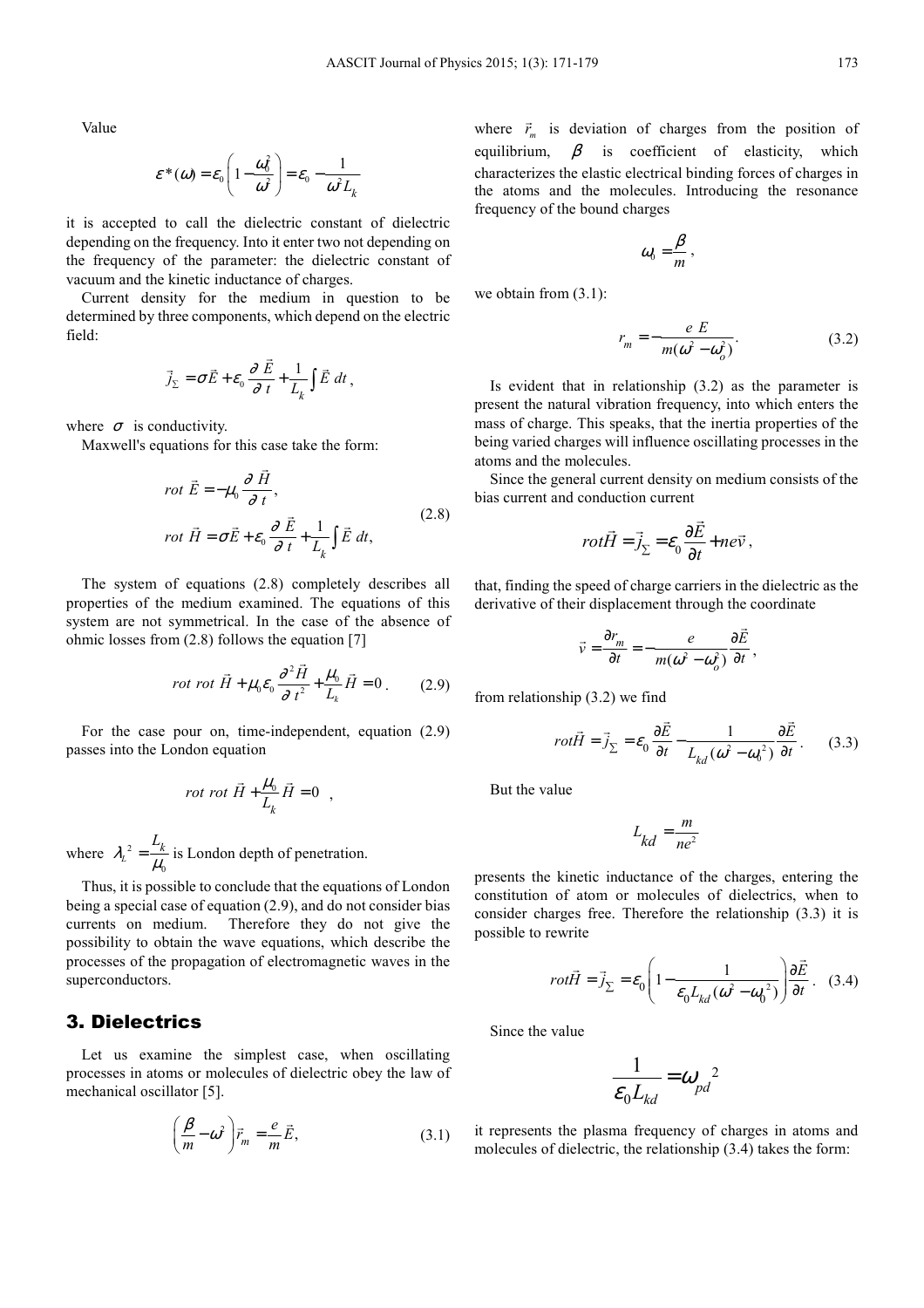Value

$$\varepsilon^*(\omega) = \varepsilon_0 \left(1 - \frac{\omega_0^2}{\omega^2}\right) = \varepsilon_0 - \frac{1}{\omega^2 L_k}$$

it is accepted to call the dielectric constant of dielectric depending on the frequency. Into it enter two not depending on the frequency of the parameter: the dielectric constant of vacuum and the kinetic inductance of charges.

Current density for the medium in question to be determined by three components, which depend on the electric field:

$$\vec{j}_\Sigma = \sigma \vec{E} + \varepsilon_0 \frac{\partial \vec{E}}{\partial t} + \frac{1}{L_k} \int \vec{E}\, dt,$$

where $\sigma$ is conductivity.

Maxwell's equations for this case take the form:

$$\begin{aligned} rot\ \vec{E} &= -\mu_0 \frac{\partial \vec{H}}{\partial t}, \\ rot\ \vec{H} &= \sigma \vec{E} + \varepsilon_0 \frac{\partial \vec{E}}{\partial t} + \frac{1}{L_k} \int \vec{E}\, dt, \end{aligned} \tag{2.8}$$

The system of equations (2.8) completely describes all properties of the medium examined. The equations of this system are not symmetrical. In the case of the absence of ohmic losses from (2.8) follows the equation [7]

$$rot\ rot\ \vec{H} + \mu_0 \varepsilon_0 \frac{\partial^2 \vec{H}}{\partial t^2} + \frac{\mu_0}{L_k} \vec{H} = 0. \tag{2.9}$$

For the case pour on, time-independent, equation (2.9) passes into the London equation

$$rot\ rot\ \vec{H} + \frac{\mu_0}{L_k} \vec{H} = 0\ ,$$

where $\lambda_L^2 = \frac{L_k}{\mu_0}$ is London depth of penetration.

Thus, it is possible to conclude that the equations of London being a special case of equation (2.9), and do not consider bias currents on medium. Therefore they do not give the possibility to obtain the wave equations, which describe the processes of the propagation of electromagnetic waves in the superconductors.

## 3. Dielectrics

Let us examine the simplest case, when oscillating processes in atoms or molecules of dielectric obey the law of mechanical oscillator [5].

$$\left(\frac{\beta}{m} - \omega^2\right) \vec{r}_m = \frac{e}{m} \vec{E}, \tag{3.1}$$

where $\vec{r}_m$ is deviation of charges from the position of equilibrium, $\beta$ is coefficient of elasticity, which characterizes the elastic electrical binding forces of charges in the atoms and the molecules. Introducing the resonance frequency of the bound charges

$$\omega_0 = \frac{\beta}{m},$$

we obtain from (3.1):

$$r_m = -\frac{e\ E}{m(\omega^2 - \omega_o^2)}. \tag{3.2}$$

Is evident that in relationship (3.2) as the parameter is present the natural vibration frequency, into which enters the mass of charge. This speaks, that the inertia properties of the being varied charges will influence oscillating processes in the atoms and the molecules.

Since the general current density on medium consists of the bias current and conduction current

$$rot\vec{H} = \vec{j}_\Sigma = \varepsilon_0 \frac{\partial \vec{E}}{\partial t} + ne\vec{v},$$

that, finding the speed of charge carriers in the dielectric as the derivative of their displacement through the coordinate

$$\vec{v} = \frac{\partial r_m}{\partial t} = -\frac{e}{m(\omega^2 - \omega_o^2)} \frac{\partial \vec{E}}{\partial t},$$

from relationship (3.2) we find

$$rot\vec{H} = \vec{j}_\Sigma = \varepsilon_0 \frac{\partial \vec{E}}{\partial t} - \frac{1}{L_{kd}(\omega^2 - \omega_0^2)} \frac{\partial \vec{E}}{\partial t}. \tag{3.3}$$

But the value

$$L_{kd} = \frac{m}{ne^2}$$

presents the kinetic inductance of the charges, entering the constitution of atom or molecules of dielectrics, when to consider charges free. Therefore the relationship (3.3) it is possible to rewrite

$$rot\vec{H} = \vec{j}_\Sigma = \varepsilon_0 \left(1 - \frac{1}{\varepsilon_0 L_{kd}(\omega^2 - \omega_0^2)}\right) \frac{\partial \vec{E}}{\partial t}. \tag{3.4}$$

Since the value

$$\frac{1}{\varepsilon_0 L_{kd}} = \omega_{pd}{}^2$$

it represents the plasma frequency of charges in atoms and molecules of dielectric, the relationship (3.4) takes the form: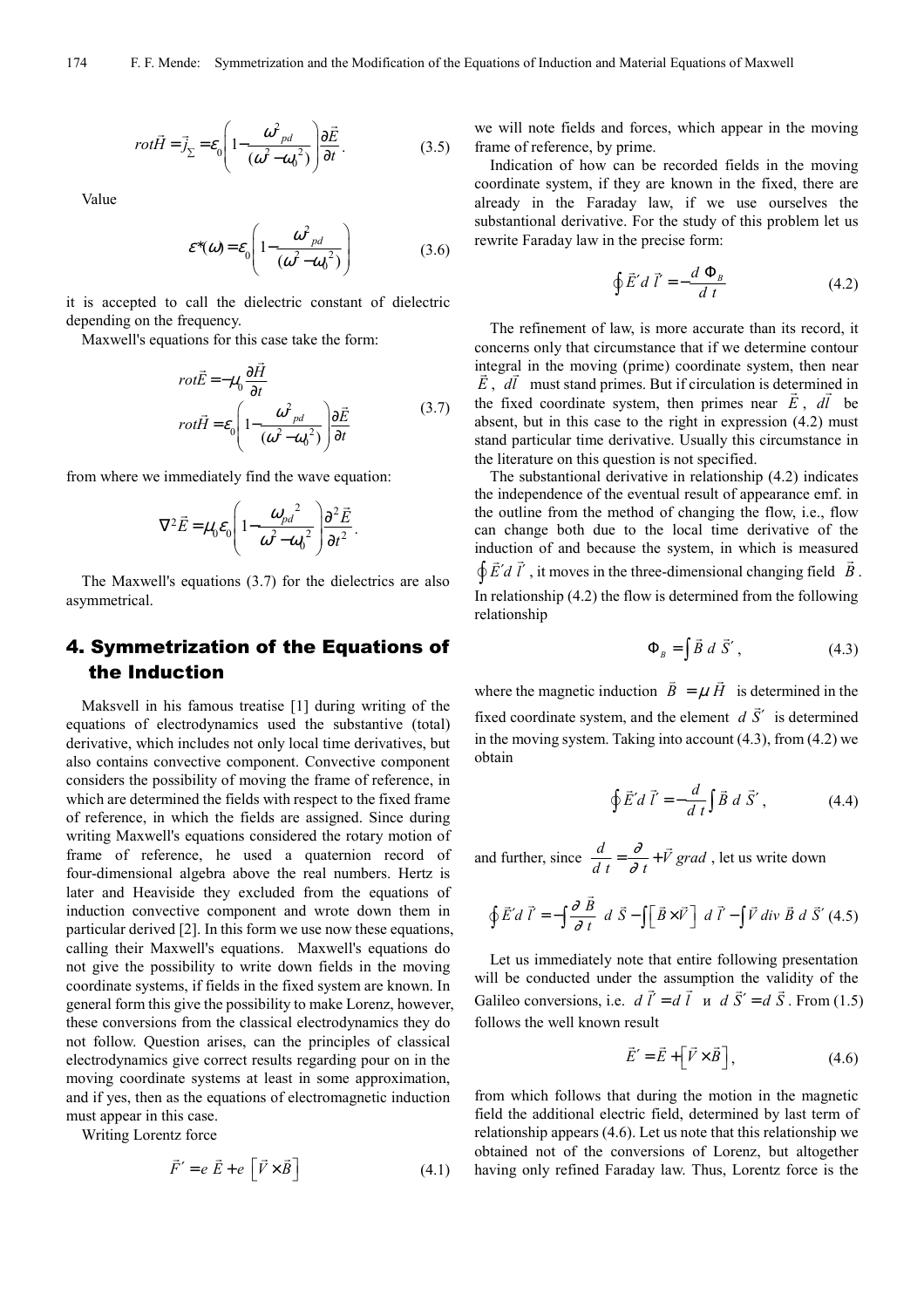$$rot\vec{H} = \vec{j}_{\Sigma} = \varepsilon_0 \left( 1 - \frac{\omega^2_{pd}}{(\omega^2 - \omega_0^2)} \right) \frac{\partial \vec{E}}{\partial t}. \tag{3.5}$$

Value

$$\varepsilon^*(\omega) = \varepsilon_0 \left( 1 - \frac{\omega^2_{pd}}{(\omega^2 - \omega_0^2)} \right) \tag{3.6}$$

it is accepted to call the dielectric constant of dielectric depending on the frequency.

Maxwell's equations for this case take the form:

$$\begin{gathered} rot\vec{E} = -\mu_0 \frac{\partial \vec{H}}{\partial t} \\ rot\vec{H} = \varepsilon_0 \left( 1 - \frac{\omega^2_{pd}}{(\omega^2 - \omega_0^2)} \right) \frac{\partial \vec{E}}{\partial t} \end{gathered} \tag{3.7}$$

from where we immediately find the wave equation:

$$\nabla^2 \vec{E} = \mu_0 \varepsilon_0 \left( 1 - \frac{\omega_{pd}^2}{\omega^2 - \omega_0^2} \right) \frac{\partial^2 \vec{E}}{\partial t^2}.$$

The Maxwell's equations (3.7) for the dielectrics are also asymmetrical.

## 4. Symmetrization of the Equations of the Induction

Maksvell in his famous treatise [1] during writing of the equations of electrodynamics used the substantive (total) derivative, which includes not only local time derivatives, but also contains convective component. Convective component considers the possibility of moving the frame of reference, in which are determined the fields with respect to the fixed frame of reference, in which the fields are assigned. Since during writing Maxwell's equations considered the rotary motion of frame of reference, he used a quaternion record of four-dimensional algebra above the real numbers. Hertz is later and Heaviside they excluded from the equations of induction convective component and wrote down them in particular derived [2]. In this form we use now these equations, calling their Maxwell's equations. Maxwell's equations do not give the possibility to write down fields in the moving coordinate systems, if fields in the fixed system are known. In general form this give the possibility to make Lorenz, however, these conversions from the classical electrodynamics they do not follow. Question arises, can the principles of classical electrodynamics give correct results regarding pour on in the moving coordinate systems at least in some approximation, and if yes, then as the equations of electromagnetic induction must appear in this case.

Writing Lorentz force

$$\vec{F}' = e\,\vec{E} + e\left[\vec{V} \times \vec{B}\right] \tag{4.1}$$

we will note fields and forces, which appear in the moving frame of reference, by prime.

Indication of how can be recorded fields in the moving coordinate system, if they are known in the fixed, there are already in the Faraday law, if we use ourselves the substantional derivative. For the study of this problem let us rewrite Faraday law in the precise form:

$$\oint \vec{E}' d\,\vec{l}' = -\frac{d\,\Phi_B}{d\,t} \tag{4.2}$$

The refinement of law, is more accurate than its record, it concerns only that circumstance that if we determine contour integral in the moving (prime) coordinate system, then near $\vec{E}$, $d\vec{l}$ must stand primes. But if circulation is determined in the fixed coordinate system, then primes near $\vec{E}$, $d\vec{l}$ be absent, but in this case to the right in expression (4.2) must stand particular time derivative. Usually this circumstance in the literature on this question is not specified.

The substantional derivative in relationship (4.2) indicates the independence of the eventual result of appearance emf. in the outline from the method of changing the flow, i.e., flow can change both due to the local time derivative of the induction of and because the system, in which is measured $\oint \vec{E}' d\,\vec{l}'$, it moves in the three-dimensional changing field $\vec{B}$. In relationship (4.2) the flow is determined from the following relationship

$$\Phi_B = \int \vec{B}\, d\,\vec{S}', \tag{4.3}$$

where the magnetic induction $\vec{B} = \mu\,\vec{H}$ is determined in the fixed coordinate system, and the element $d\,\vec{S}'$ is determined in the moving system. Taking into account (4.3), from (4.2) we obtain

$$\oint \vec{E}' d\,\vec{l}' = -\frac{d}{d\,t}\int \vec{B}\, d\,\vec{S}', \tag{4.4}$$

and further, since $\frac{d}{d\,t} = \frac{\partial}{\partial\,t} + \vec{V}\,grad$, let us write down

$$\oint \vec{E}' d\,\vec{l}' = -\int \frac{\partial\,\vec{B}}{\partial\,t}\, d\,\vec{S} - \int \left[\vec{B} \times \vec{V}\right] d\,\vec{l}' - \int \vec{V}\, div\,\vec{B}\, d\,\vec{S}' \tag{4.5}$$

Let us immediately note that entire following presentation will be conducted under the assumption the validity of the Galileo conversions, i.e. $d\,\vec{l}' = d\,\vec{l}$ и $d\,\vec{S}' = d\,\vec{S}$. From (1.5) follows the well known result

$$\vec{E}' = \vec{E} + \left[\vec{V} \times \vec{B}\right], \tag{4.6}$$

from which follows that during the motion in the magnetic field the additional electric field, determined by last term of relationship appears (4.6). Let us note that this relationship we obtained not of the conversions of Lorenz, but altogether having only refined Faraday law. Thus, Lorentz force is the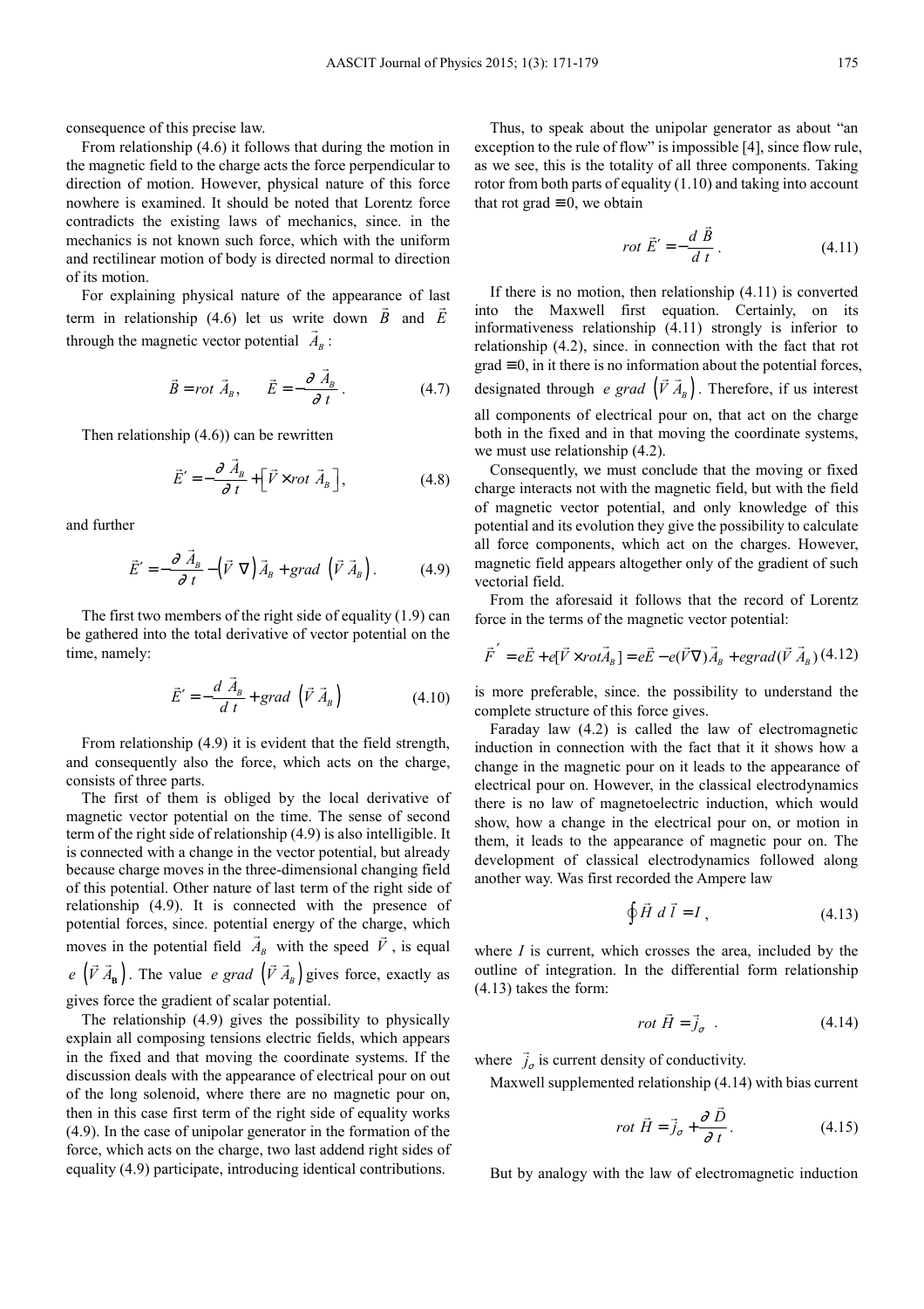consequence of this precise law.

From relationship (4.6) it follows that during the motion in the magnetic field to the charge acts the force perpendicular to direction of motion. However, physical nature of this force nowhere is examined. It should be noted that Lorentz force contradicts the existing laws of mechanics, since. in the mechanics is not known such force, which with the uniform and rectilinear motion of body is directed normal to direction of its motion.

For explaining physical nature of the appearance of last term in relationship (4.6) let us write down $\vec{B}$ and $\vec{E}$ through the magnetic vector potential $\vec{A}_B$:

$$\vec{B} = rot\ \vec{A}_B, \qquad \vec{E} = -\frac{\partial\ \vec{A}_B}{\partial\ t}. \tag{4.7}$$

Then relationship (4.6)) can be rewritten

$$\vec{E}' = -\frac{\partial\ \vec{A}_B}{\partial\ t} + \left[\vec{V} \times rot\ \vec{A}_B\right], \tag{4.8}$$

and further

$$\vec{E}' = -\frac{\partial\ \vec{A}_B}{\partial\ t} - \left(\vec{V}\ \nabla\right)\vec{A}_B + grad\ \left(\vec{V}\ \vec{A}_B\right). \tag{4.9}$$

The first two members of the right side of equality (1.9) can be gathered into the total derivative of vector potential on the time, namely:

$$\vec{E}' = -\frac{d\ \vec{A}_B}{d\ t} + grad\ \left(\vec{V}\ \vec{A}_B\right) \tag{4.10}$$

From relationship (4.9) it is evident that the field strength, and consequently also the force, which acts on the charge, consists of three parts.

The first of them is obliged by the local derivative of magnetic vector potential on the time. The sense of second term of the right side of relationship (4.9) is also intelligible. It is connected with a change in the vector potential, but already because charge moves in the three-dimensional changing field of this potential. Other nature of last term of the right side of relationship (4.9). It is connected with the presence of potential forces, since. potential energy of the charge, which moves in the potential field $\vec{A}_B$ with the speed $\vec{V}$, is equal $e\ \left(\vec{V}\ \vec{A}_{\mathbf{B}}\right)$. The value $e\ grad\ \left(\vec{V}\ \vec{A}_B\right)$ gives force, exactly as gives force the gradient of scalar potential.

The relationship (4.9) gives the possibility to physically explain all composing tensions electric fields, which appears in the fixed and that moving the coordinate systems. If the discussion deals with the appearance of electrical pour on out of the long solenoid, where there are no magnetic pour on, then in this case first term of the right side of equality works (4.9). In the case of unipolar generator in the formation of the force, which acts on the charge, two last addend right sides of equality (4.9) participate, introducing identical contributions.

Thus, to speak about the unipolar generator as about "an exception to the rule of flow" is impossible [4], since flow rule, as we see, this is the totality of all three components. Taking rotor from both parts of equality (1.10) and taking into account that rot grad ≡0, we obtain

$$rot\ \vec{E}' = -\frac{d\ \vec{B}}{d\ t}. \tag{4.11}$$

If there is no motion, then relationship (4.11) is converted into the Maxwell first equation. Certainly, on its informativeness relationship (4.11) strongly is inferior to relationship (4.2), since. in connection with the fact that rot grad ≡0, in it there is no information about the potential forces, designated through $e\ grad\ \left(\vec{V}\ \vec{A}_B\right)$. Therefore, if us interest all components of electrical pour on, that act on the charge both in the fixed and in that moving the coordinate systems, we must use relationship (4.2).

Consequently, we must conclude that the moving or fixed charge interacts not with the magnetic field, but with the field of magnetic vector potential, and only knowledge of this potential and its evolution they give the possibility to calculate all force components, which act on the charges. However, magnetic field appears altogether only of the gradient of such vectorial field.

From the aforesaid it follows that the record of Lorentz force in the terms of the magnetic vector potential:

$$\vec{F}' = e\vec{E} + e[\vec{V} \times rot\vec{A}_B] = e\vec{E} - e(\vec{V}\nabla)\vec{A}_B + e grad(\vec{V}\ \vec{A}_B) \tag{4.12}$$

is more preferable, since. the possibility to understand the complete structure of this force gives.

Faraday law (4.2) is called the law of electromagnetic induction in connection with the fact that it it shows how a change in the magnetic pour on it leads to the appearance of electrical pour on. However, in the classical electrodynamics there is no law of magnetoelectric induction, which would show, how a change in the electrical pour on, or motion in them, it leads to the appearance of magnetic pour on. The development of classical electrodynamics followed along another way. Was first recorded the Ampere law

$$\oint \vec{H}\ d\ \vec{l} = I, \tag{4.13}$$

where $I$ is current, which crosses the area, included by the outline of integration. In the differential form relationship (4.13) takes the form:

$$rot\ \vec{H} = \vec{j}_\sigma\ . \tag{4.14}$$

where $\vec{j}_\sigma$ is current density of conductivity.

Maxwell supplemented relationship (4.14) with bias current

$$rot\ \vec{H} = \vec{j}_\sigma + \frac{\partial\ \vec{D}}{\partial\ t}. \tag{4.15}$$

But by analogy with the law of electromagnetic induction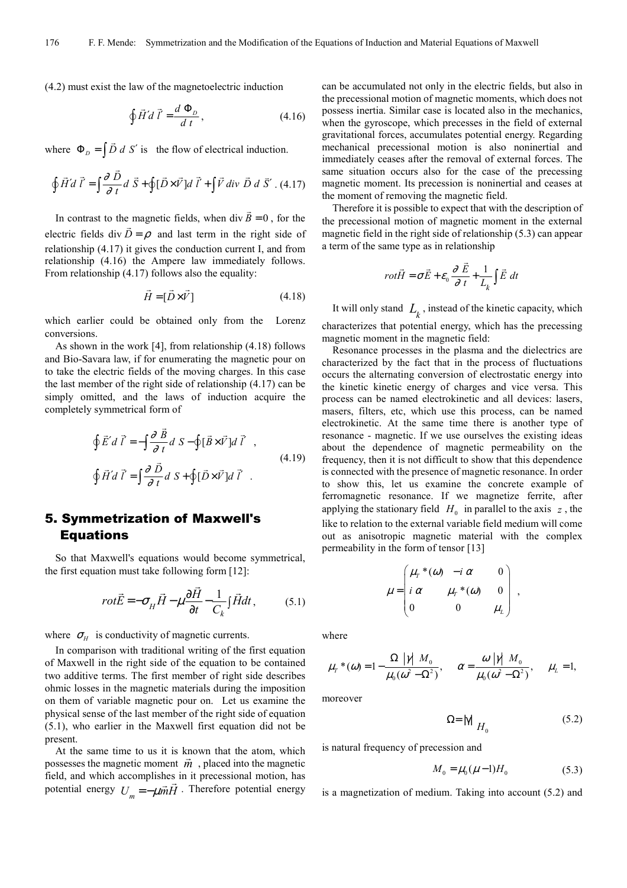(4.2) must exist the law of the magnetoelectric induction

$$\oint \vec{H}' d\,\vec{l}' = \frac{d\;\Phi_D}{d\;t}, \tag{4.16}$$

where $\Phi_D = \int \vec{D}\;d\;\vec{S}'$ is the flow of electrical induction.

$$\oint \vec{H}' d\,\vec{l}' = \int \frac{\partial\,\vec{D}}{\partial\,t} d\;\vec{S} + \oint [\vec{D}\times\vec{V}] d\,\vec{l}' + \int \vec{V}\;div\;\vec{D}\;d\;\vec{S}'. \tag{4.17}$$

In contrast to the magnetic fields, when div $\vec{B} = 0$, for the electric fields div $\vec{D} = \rho$ and last term in the right side of relationship (4.17) it gives the conduction current I, and from relationship (4.16) the Ampere law immediately follows. From relationship (4.17) follows also the equality:

$$\vec{H} = [\vec{D}\times\vec{V}] \tag{4.18}$$

which earlier could be obtained only from the Lorenz conversions.

As shown in the work [4], from relationship (4.18) follows and Bio-Savara law, if for enumerating the magnetic pour on to take the electric fields of the moving charges. In this case the last member of the right side of relationship (4.17) can be simply omitted, and the laws of induction acquire the completely symmetrical form of

$$\begin{aligned}\oint \vec{E}' d\,\vec{l}' &= -\int \frac{\partial\,\vec{B}}{\partial\,t} d\;S - \oint [\vec{B}\times\vec{V}] d\,\vec{l}' \;\;,\\ \oint \vec{H}' d\,\vec{l}' &= \int \frac{\partial\,\vec{D}}{\partial\,t} d\;S + \oint [\vec{D}\times\vec{V}] d\,\vec{l}' \;\;.\end{aligned} \tag{4.19}$$

## 5. Symmetrization of Maxwell's Equations

So that Maxwell's equations would become symmetrical, the first equation must take following form [12]:

$$rot\vec{E} = -\sigma_H \vec{H} - \mu \frac{\partial \vec{H}}{\partial t} - \frac{1}{C_k}\int \vec{H} dt, \tag{5.1}$$

where $\sigma_H$ is conductivity of magnetic currents.

In comparison with traditional writing of the first equation of Maxwell in the right side of the equation to be contained two additive terms. The first member of right side describes ohmic losses in the magnetic materials during the imposition on them of variable magnetic pour on. Let us examine the physical sense of the last member of the right side of equation (5.1), who earlier in the Maxwell first equation did not be present.

At the same time to us it is known that the atom, which possesses the magnetic moment $\vec{m}$, placed into the magnetic field, and which accomplishes in it precessional motion, has potential energy $U_m = -\mu \vec{m}\vec{H}$. Therefore potential energy can be accumulated not only in the electric fields, but also in the precessional motion of magnetic moments, which does not possess inertia. Similar case is located also in the mechanics, when the gyroscope, which precesses in the field of external gravitational forces, accumulates potential energy. Regarding mechanical precessional motion is also noninertial and immediately ceases after the removal of external forces. The same situation occurs also for the case of the precessing magnetic moment. Its precession is noninertial and ceases at the moment of removing the magnetic field.

Therefore it is possible to expect that with the description of the precessional motion of magnetic moment in the external magnetic field in the right side of relationship (5.3) can appear a term of the same type as in relationship

$$rot\vec{H} = \sigma\vec{E} + \varepsilon_0 \frac{\partial\,\vec{E}}{\partial\,t} + \frac{1}{L_k}\int \vec{E}\;dt$$

It will only stand $L_k$, instead of the kinetic capacity, which characterizes that potential energy, which has the precessing magnetic moment in the magnetic field:

Resonance processes in the plasma and the dielectrics are characterized by the fact that in the process of fluctuations occurs the alternating conversion of electrostatic energy into the kinetic kinetic energy of charges and vice versa. This process can be named electrokinetic and all devices: lasers, masers, filters, etc, which use this process, can be named electrokinetic. At the same time there is another type of resonance - magnetic. If we use ourselves the existing ideas about the dependence of magnetic permeability on the frequency, then it is not difficult to show that this dependence is connected with the presence of magnetic resonance. In order to show this, let us examine the concrete example of ferromagnetic resonance. If we magnetize ferrite, after applying the stationary field $H_0$ in parallel to the axis $z$, the like to relation to the external variable field medium will come out as anisotropic magnetic material with the complex permeability in the form of tensor [13]

$$\mu = \begin{pmatrix} \mu_T{}^*(\omega) & -i\,\alpha & 0 \\ i\,\alpha & \mu_T{}^*(\omega) & 0 \\ 0 & 0 & \mu_L \end{pmatrix},$$

where

$$\mu_T{}^*(\omega) = 1 - \frac{\Omega\;|\gamma|\;M_0}{\mu_0(\omega^2 - \Omega^2)}, \quad \alpha = \frac{\omega\;|\gamma|\;M_0}{\mu_0(\omega^2 - \Omega^2)}, \quad \mu_L = 1,$$

moreover

$$\Omega = |\gamma|\;H_0 \tag{5.2}$$

is natural frequency of precession and

$$M_0 = \mu_0(\mu - 1)H_0 \tag{5.3}$$

is a magnetization of medium. Taking into account (5.2) and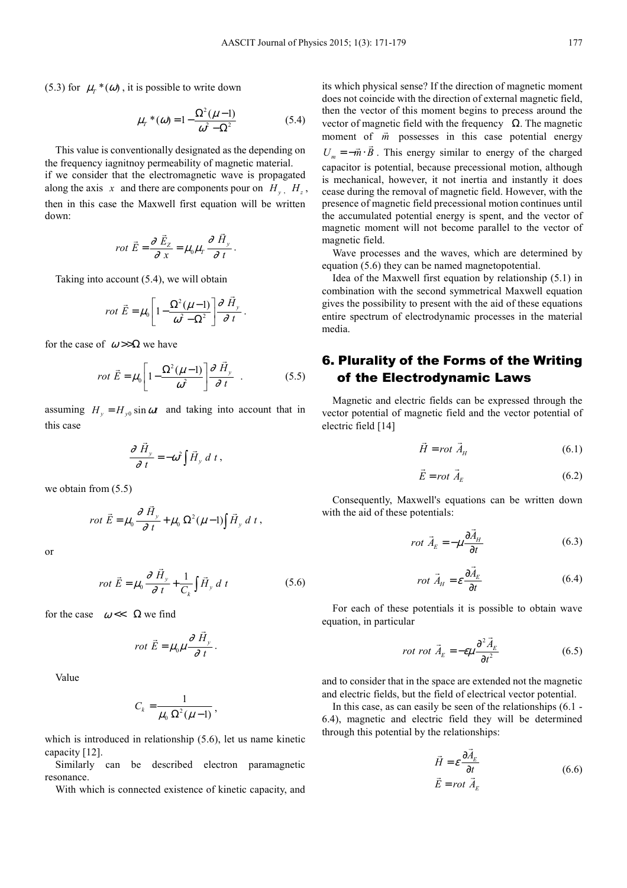(5.3) for $\mu_T*(\omega)$, it is possible to write down

$$\mu_T*(\omega)=1-\frac{\Omega^2(\mu-1)}{\omega^2-\Omega^2} \tag{5.4}$$

This value is conventionally designated as the depending on the frequency iagnitnoy permeability of magnetic material.

if we consider that the electromagnetic wave is propagated along the axis $x$ and there are components pour on $H_y$, $H_z$, then in this case the Maxwell first equation will be written down:

$$rot\ \vec{E}=\frac{\partial\ \vec{E}_Z}{\partial\ x}=\mu_0\mu_T\frac{\partial\ \vec{H}_y}{\partial\ t}.$$

Taking into account (5.4), we will obtain

$$rot\ \vec{E}=\mu_0\left[1-\frac{\Omega^2(\mu-1)}{\omega^2-\Omega^2}\right]\frac{\partial\ \vec{H}_y}{\partial\ t}.$$

for the case of $\omega >> \Omega$ we have

$$rot\ \vec{E}=\mu_0\left[1-\frac{\Omega^2(\mu-1)}{\omega^2}\right]\frac{\partial\ \vec{H}_y}{\partial\ t}\ . \tag{5.5}$$

assuming $H_y=H_{y0}\sin\omega t$ and taking into account that in this case

$$\frac{\partial\ \vec{H}_y}{\partial\ t}=-\omega^2\int\vec{H}_y\ d\ t,$$

we obtain from (5.5)

$$rot\ \vec{E}=\mu_0\frac{\partial\ \vec{H}_y}{\partial\ t}+\mu_0\ \Omega^2(\mu-1)\int\vec{H}_y\ d\ t,$$

or

$$rot\ \vec{E}=\mu_0\frac{\partial\ \vec{H}_y}{\partial\ t}+\frac{1}{C_k}\int\vec{H}_y\ d\ t \tag{5.6}$$

for the case $\omega << \Omega$ we find

$$rot\ \vec{E}=\mu_0\mu\frac{\partial\ \vec{H}_y}{\partial\ t}.$$

Value

$$C_k=\frac{1}{\mu_0\ \Omega^2(\mu-1)},$$

which is introduced in relationship (5.6), let us name kinetic capacity [12].

Similarly can be described electron paramagnetic resonance.

With which is connected existence of kinetic capacity, and its which physical sense? If the direction of magnetic moment does not coincide with the direction of external magnetic field, then the vector of this moment begins to precess around the vector of magnetic field with the frequency $\Omega$. The magnetic moment of $\vec{m}$ possesses in this case potential energy $U_m=-\vec{m}\cdot\vec{B}$. This energy similar to energy of the charged capacitor is potential, because precessional motion, although is mechanical, however, it not inertia and instantly it does cease during the removal of magnetic field. However, with the presence of magnetic field precessional motion continues until the accumulated potential energy is spent, and the vector of magnetic moment will not become parallel to the vector of magnetic field.

Wave processes and the waves, which are determined by equation (5.6) they can be named magnetopotential.

Idea of the Maxwell first equation by relationship (5.1) in combination with the second symmetrical Maxwell equation gives the possibility to present with the aid of these equations entire spectrum of electrodynamic processes in the material media.

## 6. Plurality of the Forms of the Writing of the Electrodynamic Laws

Magnetic and electric fields can be expressed through the vector potential of magnetic field and the vector potential of electric field [14]

$$\vec{H}=rot\ \vec{A}_H \tag{6.1}$$

$$\vec{E}=rot\ \vec{A}_E \tag{6.2}$$

Consequently, Maxwell's equations can be written down with the aid of these potentials:

$$rot\ \vec{A}_E=-\mu\frac{\partial\vec{A}_H}{\partial t} \tag{6.3}$$

$$rot\ \vec{A}_H=\varepsilon\frac{\partial\vec{A}_E}{\partial t} \tag{6.4}$$

For each of these potentials it is possible to obtain wave equation, in particular

$$rot\ rot\ \vec{A}_E=-\varepsilon\mu\frac{\partial^2\vec{A}_E}{\partial t^2} \tag{6.5}$$

and to consider that in the space are extended not the magnetic and electric fields, but the field of electrical vector potential.

In this case, as can easily be seen of the relationships (6.1 - 6.4), magnetic and electric field they will be determined through this potential by the relationships:

$$\vec{H}=\varepsilon\frac{\partial\vec{A}_E}{\partial t}$$
$$\vec{E}=rot\ \vec{A}_E \tag{6.6}$$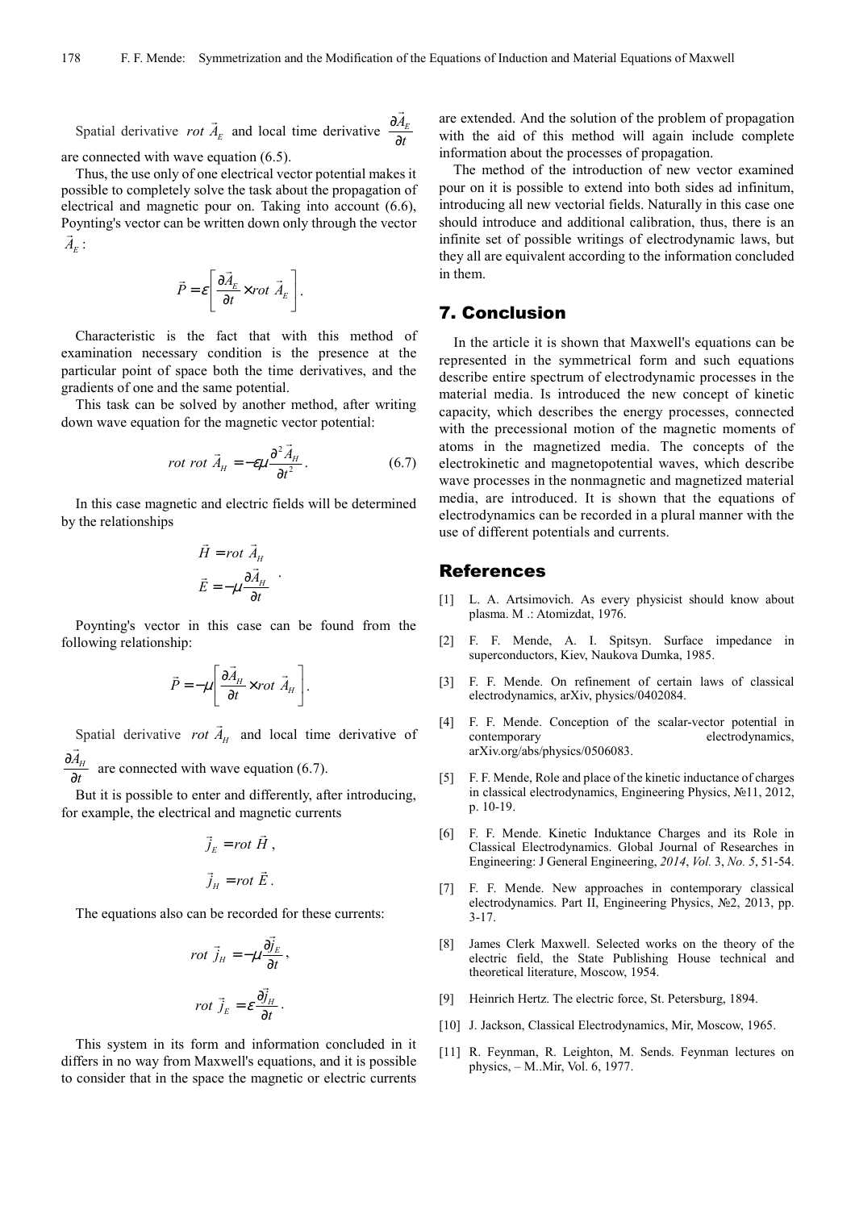Spatial derivative $rot\ \vec{A}_E$ and local time derivative $\frac{\partial \vec{A}_E}{\partial t}$ are connected with wave equation (6.5).

Thus, the use only of one electrical vector potential makes it possible to completely solve the task about the propagation of electrical and magnetic pour on. Taking into account (6.6), Poynting's vector can be written down only through the vector $\vec{A}_E$ :

$$\vec{P} = \varepsilon \left[ \frac{\partial \vec{A}_E}{\partial t} \times rot\ \vec{A}_E \right].$$

Characteristic is the fact that with this method of examination necessary condition is the presence at the particular point of space both the time derivatives, and the gradients of one and the same potential.

This task can be solved by another method, after writing down wave equation for the magnetic vector potential:

$$rot\ rot\ \vec{A}_H = -\varepsilon\mu \frac{\partial^2 \vec{A}_H}{\partial t^2}. \qquad (6.7)$$

In this case magnetic and electric fields will be determined by the relationships

$$\vec{H} = rot\ \vec{A}_H$$
$$\vec{E} = -\mu \frac{\partial \vec{A}_H}{\partial t}.$$

Poynting's vector in this case can be found from the following relationship:

$$\vec{P} = -\mu \left[ \frac{\partial \vec{A}_H}{\partial t} \times rot\ \vec{A}_H \right].$$

Spatial derivative $rot\ \vec{A}_H$ and local time derivative of $\frac{\partial \vec{A}_H}{\partial t}$ are connected with wave equation (6.7).

But it is possible to enter and differently, after introducing, for example, the electrical and magnetic currents

$$\vec{j}_E = rot\ \vec{H},$$
$$\vec{j}_H = rot\ \vec{E}.$$

The equations also can be recorded for these currents:

$$rot\ \vec{j}_H = -\mu \frac{\partial \vec{j}_E}{\partial t},$$
$$rot\ \vec{j}_E = \varepsilon \frac{\partial \vec{j}_H}{\partial t}.$$

This system in its form and information concluded in it differs in no way from Maxwell's equations, and it is possible to consider that in the space the magnetic or electric currents are extended. And the solution of the problem of propagation with the aid of this method will again include complete information about the processes of propagation.

The method of the introduction of new vector examined pour on it is possible to extend into both sides ad infinitum, introducing all new vectorial fields. Naturally in this case one should introduce and additional calibration, thus, there is an infinite set of possible writings of electrodynamic laws, but they all are equivalent according to the information concluded in them.

## 7. Conclusion

In the article it is shown that Maxwell's equations can be represented in the symmetrical form and such equations describe entire spectrum of electrodynamic processes in the material media. Is introduced the new concept of kinetic capacity, which describes the energy processes, connected with the precessional motion of the magnetic moments of atoms in the magnetized media. The concepts of the electrokinetic and magnetopotential waves, which describe wave processes in the nonmagnetic and magnetized material media, are introduced. It is shown that the equations of electrodynamics can be recorded in a plural manner with the use of different potentials and currents.

## References

[1] L. A. Artsimovich. As every physicist should know about plasma. M .: Atomizdat, 1976.

[2] F. F. Mende, A. I. Spitsyn. Surface impedance in superconductors, Kiev, Naukova Dumka, 1985.

[3] F. F. Mende. On refinement of certain laws of classical electrodynamics, arXiv, physics/0402084.

[4] F. F. Mende. Conception of the scalar-vector potential in contemporary electrodynamics, arXiv.org/abs/physics/0506083.

[5] F. F. Mende, Role and place of the kinetic inductance of charges in classical electrodynamics, Engineering Physics, №11, 2012, p. 10-19.

[6] F. F. Mende. Kinetic Induktance Charges and its Role in Classical Electrodynamics. Global Journal of Researches in Engineering: J General Engineering, *2014*, *Vol.* 3, *No. 5*, 51-54.

[7] F. F. Mende. New approaches in contemporary classical electrodynamics. Part II, Engineering Physics, №2, 2013, pp. 3-17.

[8] James Clerk Maxwell. Selected works on the theory of the electric field, the State Publishing House technical and theoretical literature, Moscow, 1954.

[9] Heinrich Hertz. The electric force, St. Petersburg, 1894.

[10] J. Jackson, Classical Electrodynamics, Mir, Moscow, 1965.

[11] R. Feynman, R. Leighton, M. Sends. Feynman lectures on physics, – M..Mir, Vol. 6, 1977.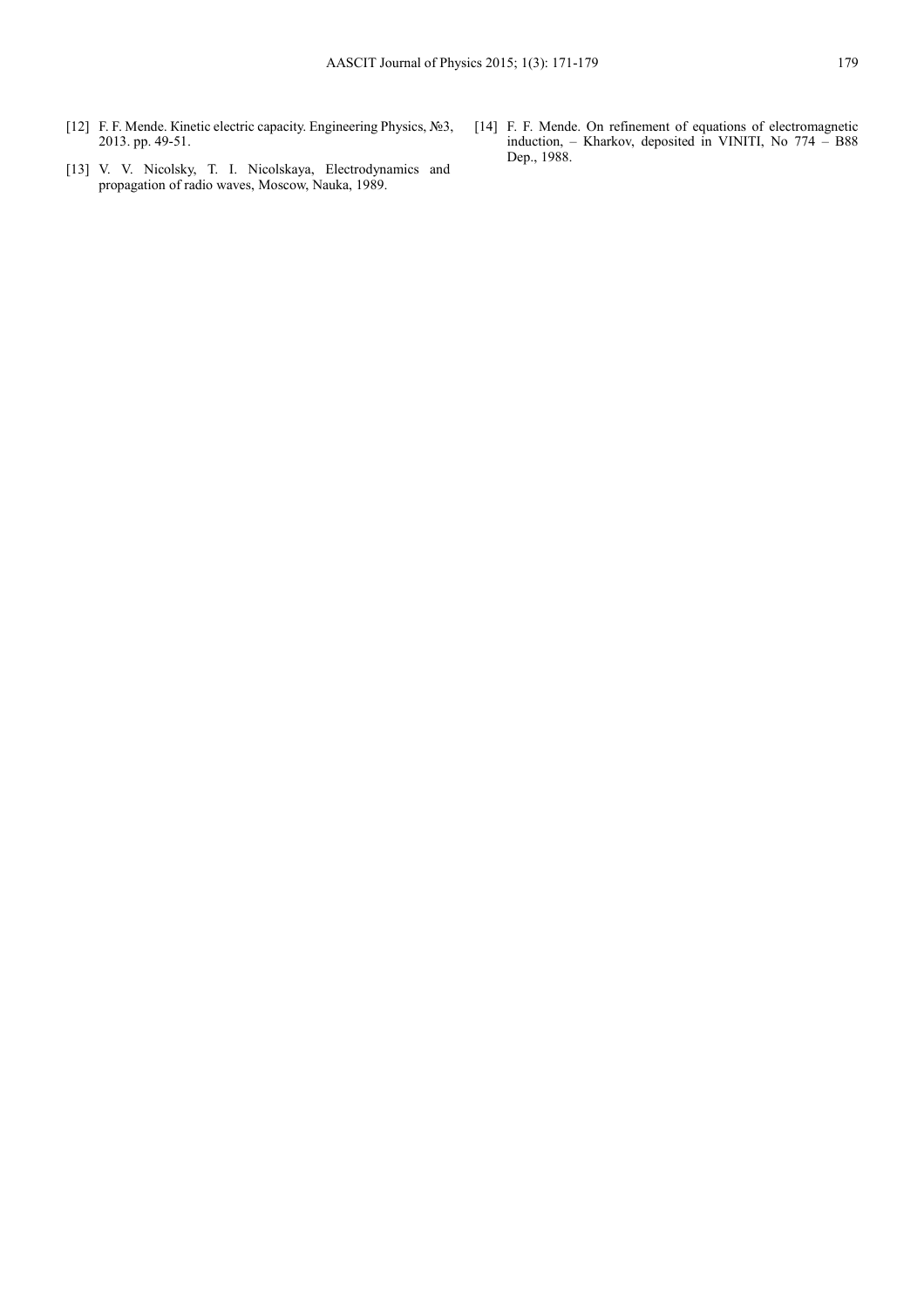[12] F. F. Mende. Kinetic electric capacity. Engineering Physics, №3, 2013. pp. 49-51.

[13] V. V. Nicolsky, T. I. Nicolskaya, Electrodynamics and propagation of radio waves, Moscow, Nauka, 1989.

[14] F. F. Mende. On refinement of equations of electromagnetic induction, – Kharkov, deposited in VINITI, No 774 – B88 Dep., 1988.